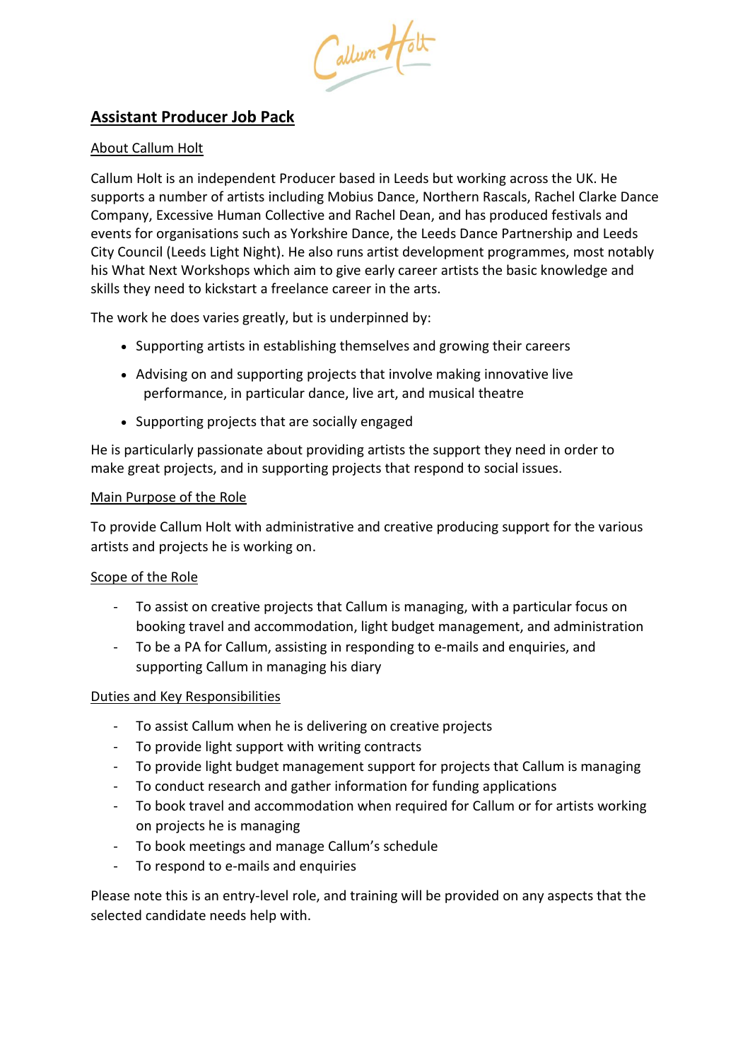# Assistant Producer Job Pack

## About Callum Holt

Callum Holt is an independent Producer based in Leeds but working across the UK. He supports a number of artists including Mobius Dance, Northern Rascals, Rachel Clarke Dance Company, Excessive Human Collective and Rachel Dean, and has produced festivals and events for organisations such as Yorkshire Dance, the Leeds Dance Partnership and Leeds City Council (Leeds Light Night). He also runs artist development programmes, most notably his What Next Workshops which aim to give early career artists the basic knowledge and skills they need to kickstart a freelance career in the arts.

The work he does varies greatly, but is underpinned by:

- Supporting artists in establishing themselves and growing their careers
- Advising on and supporting projects that involve making innovative live performance, in particular dance, live art, and musical theatre
- Supporting projects that are socially engaged

He is particularly passionate about providing artists the support they need in order to make great projects, and in supporting projects that respond to social issues.

## Main Purpose of the Role

To provide Callum Holt with administrative and creative producing support for the various artists and projects he is working on.

## Scope of the Role

- To assist on creative projects that Callum is managing, with a particular focus on booking travel and accommodation, light budget management, and administration
- To be a PA for Callum, assisting in responding to e-mails and enquiries, and supporting Callum in managing his diary

## Duties and Key Responsibilities

- To assist Callum when he is delivering on creative projects
- To provide light support with writing contracts
- To provide light budget management support for projects that Callum is managing
- To conduct research and gather information for funding applications
- To book travel and accommodation when required for Callum or for artists working on projects he is managing
- To book meetings and manage Callum's schedule
- To respond to e-mails and enquiries

Please note this is an entry-level role, and training will be provided on any aspects that the selected candidate needs help with.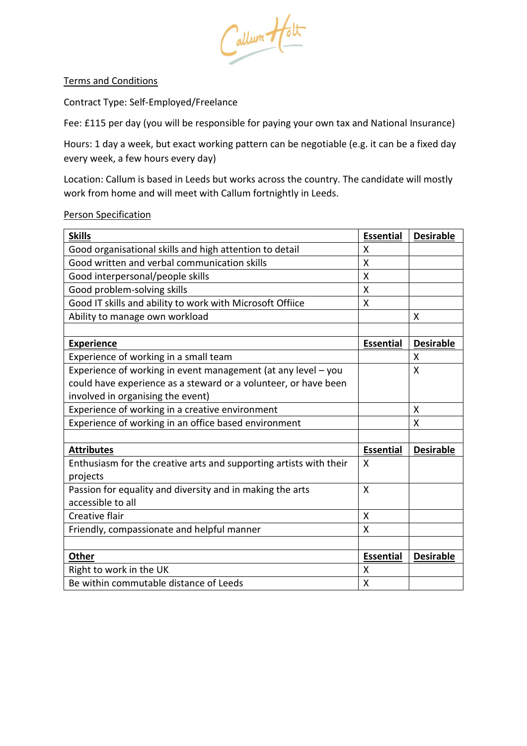Terms and Conditions

Contract Type: Self-Employed/Freelance

Fee: £115 per day (you will be responsible for paying your own tax and National Insurance)

Hours: 1 day a week, but exact working pattern can be negotiable (e.g. it can be a fixed day every week, a few hours every day)

Location: Callum is based in Leeds but works across the country. The candidate will mostly work from home and will meet with Callum fortnightly in Leeds.

Person Specification

| **Skills** | **Essential** | **Desirable** |
|---|---|---|
| Good organisational skills and high attention to detail | X | |
| Good written and verbal communication skills | X | |
| Good interpersonal/people skills | X | |
| Good problem-solving skills | X | |
| Good IT skills and ability to work with Microsoft Offiice | X | |
| Ability to manage own workload | | X |
| | | |
| **Experience** | **Essential** | **Desirable** |
| Experience of working in a small team | | X |
| Experience of working in event management (at any level – you could have experience as a steward or a volunteer, or have been involved in organising the event) | | X |
| Experience of working in a creative environment | | X |
| Experience of working in an office based environment | | X |
| | | |
| **Attributes** | **Essential** | **Desirable** |
| Enthusiasm for the creative arts and supporting artists with their projects | X | |
| Passion for equality and diversity and in making the arts accessible to all | X | |
| Creative flair | X | |
| Friendly, compassionate and helpful manner | X | |
| | | |
| **Other** | **Essential** | **Desirable** |
| Right to work in the UK | X | |
| Be within commutable distance of Leeds | X | |